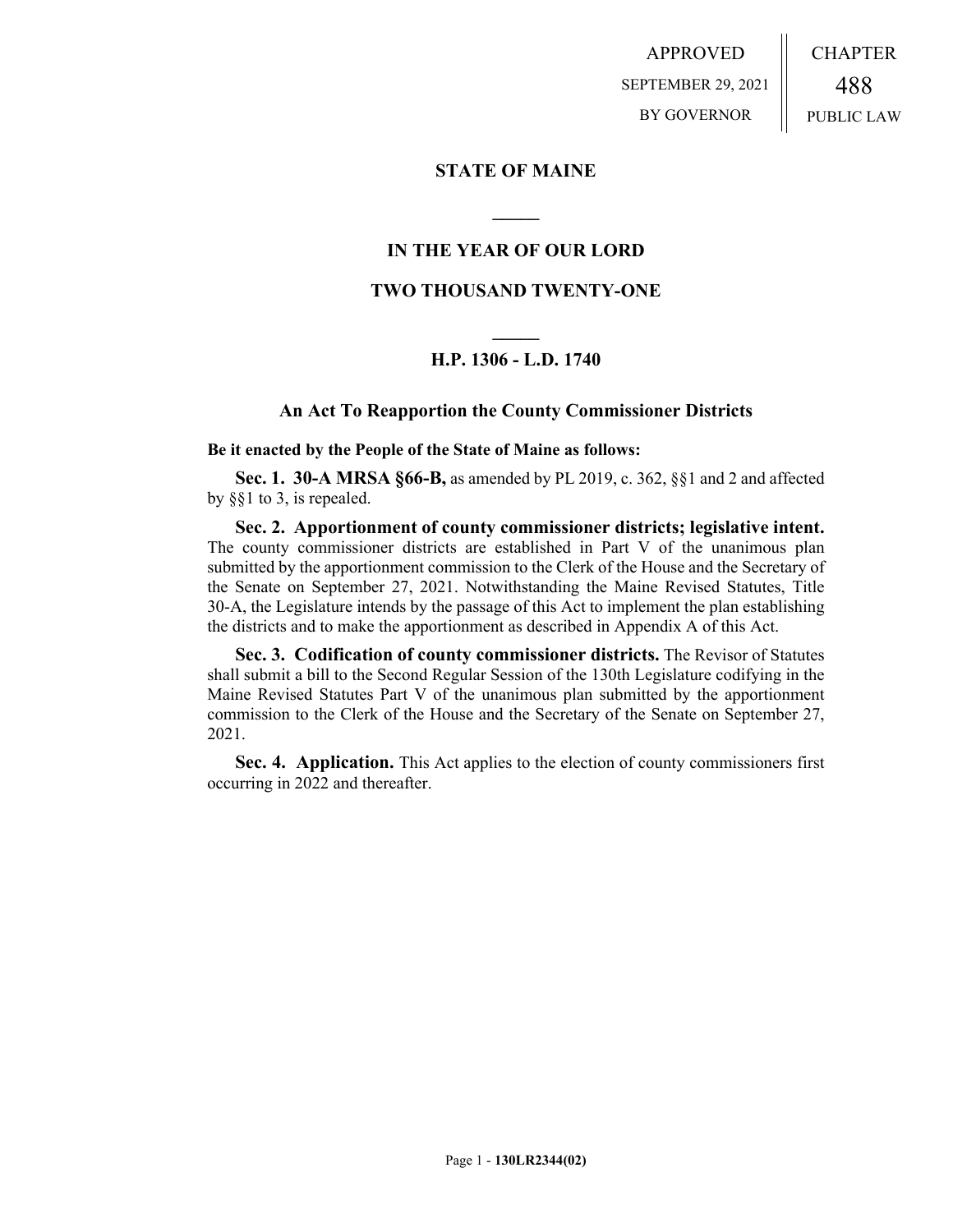APPROVED
SEPTEMBER 29, 2021
BY GOVERNOR

CHAPTER
488
PUBLIC LAW

# STATE OF MAINE

## IN THE YEAR OF OUR LORD

## TWO THOUSAND TWENTY-ONE

## H.P. 1306 - L.D. 1740

### An Act To Reapportion the County Commissioner Districts

**Be it enacted by the People of the State of Maine as follows:**

**Sec. 1. 30-A MRSA §66-B,** as amended by PL 2019, c. 362, §§1 and 2 and affected by §§1 to 3, is repealed.

**Sec. 2. Apportionment of county commissioner districts; legislative intent.** The county commissioner districts are established in Part V of the unanimous plan submitted by the apportionment commission to the Clerk of the House and the Secretary of the Senate on September 27, 2021. Notwithstanding the Maine Revised Statutes, Title 30-A, the Legislature intends by the passage of this Act to implement the plan establishing the districts and to make the apportionment as described in Appendix A of this Act.

**Sec. 3. Codification of county commissioner districts.** The Revisor of Statutes shall submit a bill to the Second Regular Session of the 130th Legislature codifying in the Maine Revised Statutes Part V of the unanimous plan submitted by the apportionment commission to the Clerk of the House and the Secretary of the Senate on September 27, 2021.

**Sec. 4. Application.** This Act applies to the election of county commissioners first occurring in 2022 and thereafter.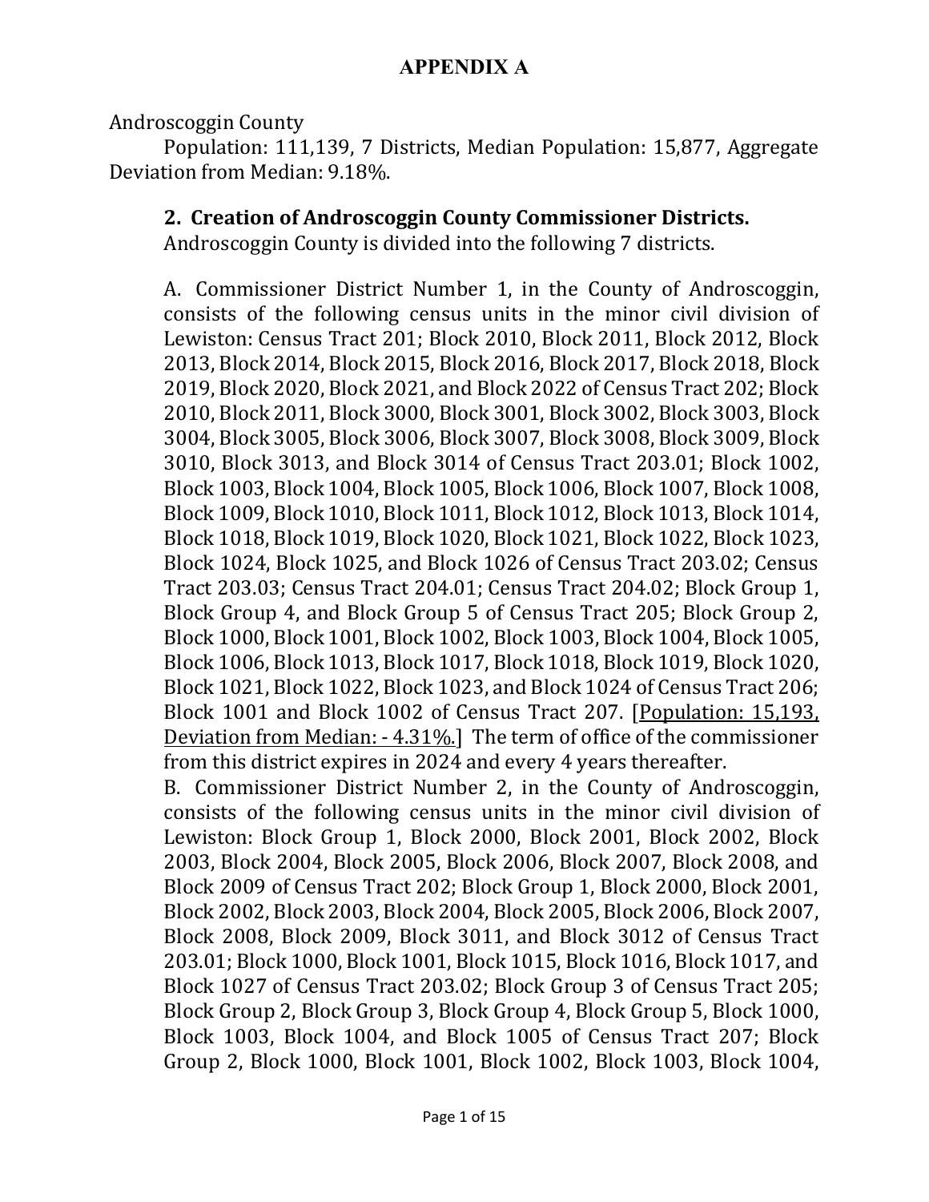# APPENDIX A

Androscoggin County

Population: 111,139, 7 Districts, Median Population: 15,877, Aggregate Deviation from Median: 9.18%.

**2. Creation of Androscoggin County Commissioner Districts.**

Androscoggin County is divided into the following 7 districts.

A. Commissioner District Number 1, in the County of Androscoggin, consists of the following census units in the minor civil division of Lewiston: Census Tract 201; Block 2010, Block 2011, Block 2012, Block 2013, Block 2014, Block 2015, Block 2016, Block 2017, Block 2018, Block 2019, Block 2020, Block 2021, and Block 2022 of Census Tract 202; Block 2010, Block 2011, Block 3000, Block 3001, Block 3002, Block 3003, Block 3004, Block 3005, Block 3006, Block 3007, Block 3008, Block 3009, Block 3010, Block 3013, and Block 3014 of Census Tract 203.01; Block 1002, Block 1003, Block 1004, Block 1005, Block 1006, Block 1007, Block 1008, Block 1009, Block 1010, Block 1011, Block 1012, Block 1013, Block 1014, Block 1018, Block 1019, Block 1020, Block 1021, Block 1022, Block 1023, Block 1024, Block 1025, and Block 1026 of Census Tract 203.02; Census Tract 203.03; Census Tract 204.01; Census Tract 204.02; Block Group 1, Block Group 4, and Block Group 5 of Census Tract 205; Block Group 2, Block 1000, Block 1001, Block 1002, Block 1003, Block 1004, Block 1005, Block 1006, Block 1013, Block 1017, Block 1018, Block 1019, Block 1020, Block 1021, Block 1022, Block 1023, and Block 1024 of Census Tract 206; Block 1001 and Block 1002 of Census Tract 207. [<u>Population: 15,193, Deviation from Median: - 4.31%.</u>] The term of office of the commissioner from this district expires in 2024 and every 4 years thereafter.

B. Commissioner District Number 2, in the County of Androscoggin, consists of the following census units in the minor civil division of Lewiston: Block Group 1, Block 2000, Block 2001, Block 2002, Block 2003, Block 2004, Block 2005, Block 2006, Block 2007, Block 2008, and Block 2009 of Census Tract 202; Block Group 1, Block 2000, Block 2001, Block 2002, Block 2003, Block 2004, Block 2005, Block 2006, Block 2007, Block 2008, Block 2009, Block 3011, and Block 3012 of Census Tract 203.01; Block 1000, Block 1001, Block 1015, Block 1016, Block 1017, and Block 1027 of Census Tract 203.02; Block Group 3 of Census Tract 205; Block Group 2, Block Group 3, Block Group 4, Block Group 5, Block 1000, Block 1003, Block 1004, and Block 1005 of Census Tract 207; Block Group 2, Block 1000, Block 1001, Block 1002, Block 1003, Block 1004,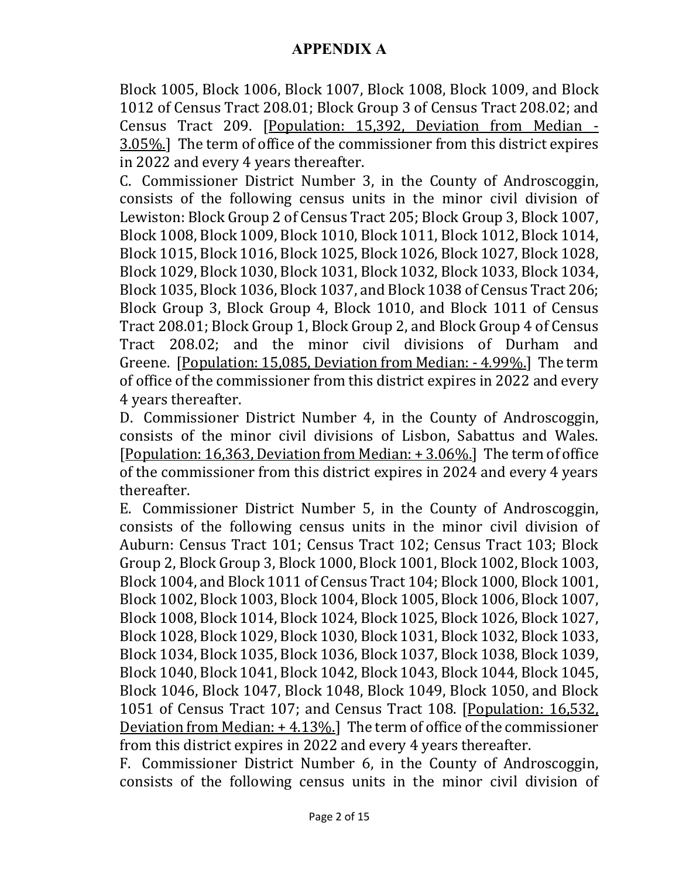## APPENDIX A

Block 1005, Block 1006, Block 1007, Block 1008, Block 1009, and Block 1012 of Census Tract 208.01; Block Group 3 of Census Tract 208.02; and Census Tract 209. [<u>Population: 15,392, Deviation from Median - 3.05%.</u>] The term of office of the commissioner from this district expires in 2022 and every 4 years thereafter.

C. Commissioner District Number 3, in the County of Androscoggin, consists of the following census units in the minor civil division of Lewiston: Block Group 2 of Census Tract 205; Block Group 3, Block 1007, Block 1008, Block 1009, Block 1010, Block 1011, Block 1012, Block 1014, Block 1015, Block 1016, Block 1025, Block 1026, Block 1027, Block 1028, Block 1029, Block 1030, Block 1031, Block 1032, Block 1033, Block 1034, Block 1035, Block 1036, Block 1037, and Block 1038 of Census Tract 206; Block Group 3, Block Group 4, Block 1010, and Block 1011 of Census Tract 208.01; Block Group 1, Block Group 2, and Block Group 4 of Census Tract 208.02; and the minor civil divisions of Durham and Greene. [<u>Population: 15,085, Deviation from Median: - 4.99%.</u>] The term of office of the commissioner from this district expires in 2022 and every 4 years thereafter.

D. Commissioner District Number 4, in the County of Androscoggin, consists of the minor civil divisions of Lisbon, Sabattus and Wales. [<u>Population: 16,363, Deviation from Median: + 3.06%.</u>] The term of office of the commissioner from this district expires in 2024 and every 4 years thereafter.

E. Commissioner District Number 5, in the County of Androscoggin, consists of the following census units in the minor civil division of Auburn: Census Tract 101; Census Tract 102; Census Tract 103; Block Group 2, Block Group 3, Block 1000, Block 1001, Block 1002, Block 1003, Block 1004, and Block 1011 of Census Tract 104; Block 1000, Block 1001, Block 1002, Block 1003, Block 1004, Block 1005, Block 1006, Block 1007, Block 1008, Block 1014, Block 1024, Block 1025, Block 1026, Block 1027, Block 1028, Block 1029, Block 1030, Block 1031, Block 1032, Block 1033, Block 1034, Block 1035, Block 1036, Block 1037, Block 1038, Block 1039, Block 1040, Block 1041, Block 1042, Block 1043, Block 1044, Block 1045, Block 1046, Block 1047, Block 1048, Block 1049, Block 1050, and Block 1051 of Census Tract 107; and Census Tract 108. [<u>Population: 16,532, Deviation from Median: + 4.13%.</u>] The term of office of the commissioner from this district expires in 2022 and every 4 years thereafter.

F. Commissioner District Number 6, in the County of Androscoggin, consists of the following census units in the minor civil division of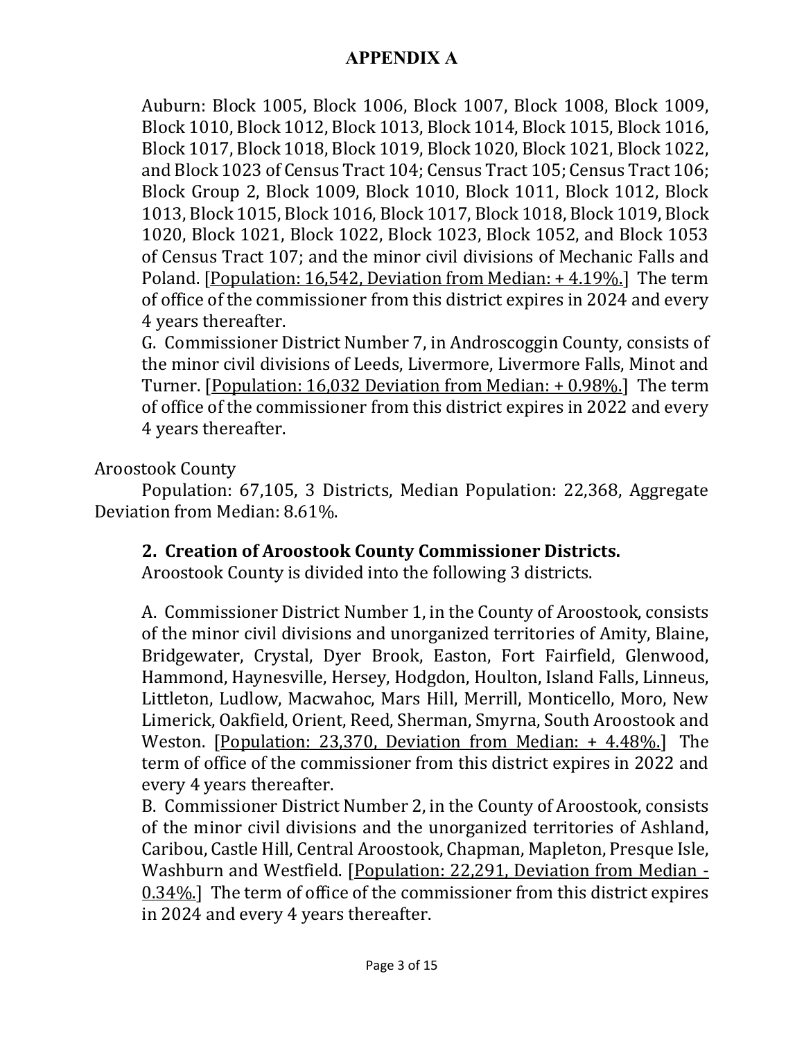## APPENDIX A

Auburn: Block 1005, Block 1006, Block 1007, Block 1008, Block 1009, Block 1010, Block 1012, Block 1013, Block 1014, Block 1015, Block 1016, Block 1017, Block 1018, Block 1019, Block 1020, Block 1021, Block 1022, and Block 1023 of Census Tract 104; Census Tract 105; Census Tract 106; Block Group 2, Block 1009, Block 1010, Block 1011, Block 1012, Block 1013, Block 1015, Block 1016, Block 1017, Block 1018, Block 1019, Block 1020, Block 1021, Block 1022, Block 1023, Block 1052, and Block 1053 of Census Tract 107; and the minor civil divisions of Mechanic Falls and Poland. [Population: 16,542, Deviation from Median: + 4.19%.] The term of office of the commissioner from this district expires in 2024 and every 4 years thereafter.

G. Commissioner District Number 7, in Androscoggin County, consists of the minor civil divisions of Leeds, Livermore, Livermore Falls, Minot and Turner. [Population: 16,032 Deviation from Median: + 0.98%.] The term of office of the commissioner from this district expires in 2022 and every 4 years thereafter.

Aroostook County

Population: 67,105, 3 Districts, Median Population: 22,368, Aggregate Deviation from Median: 8.61%.

**2. Creation of Aroostook County Commissioner Districts.**

Aroostook County is divided into the following 3 districts.

A. Commissioner District Number 1, in the County of Aroostook, consists of the minor civil divisions and unorganized territories of Amity, Blaine, Bridgewater, Crystal, Dyer Brook, Easton, Fort Fairfield, Glenwood, Hammond, Haynesville, Hersey, Hodgdon, Houlton, Island Falls, Linneus, Littleton, Ludlow, Macwahoc, Mars Hill, Merrill, Monticello, Moro, New Limerick, Oakfield, Orient, Reed, Sherman, Smyrna, South Aroostook and Weston. [Population: 23,370, Deviation from Median: + 4.48%.] The term of office of the commissioner from this district expires in 2022 and every 4 years thereafter.

B. Commissioner District Number 2, in the County of Aroostook, consists of the minor civil divisions and the unorganized territories of Ashland, Caribou, Castle Hill, Central Aroostook, Chapman, Mapleton, Presque Isle, Washburn and Westfield. [Population: 22,291, Deviation from Median - 0.34%.] The term of office of the commissioner from this district expires in 2024 and every 4 years thereafter.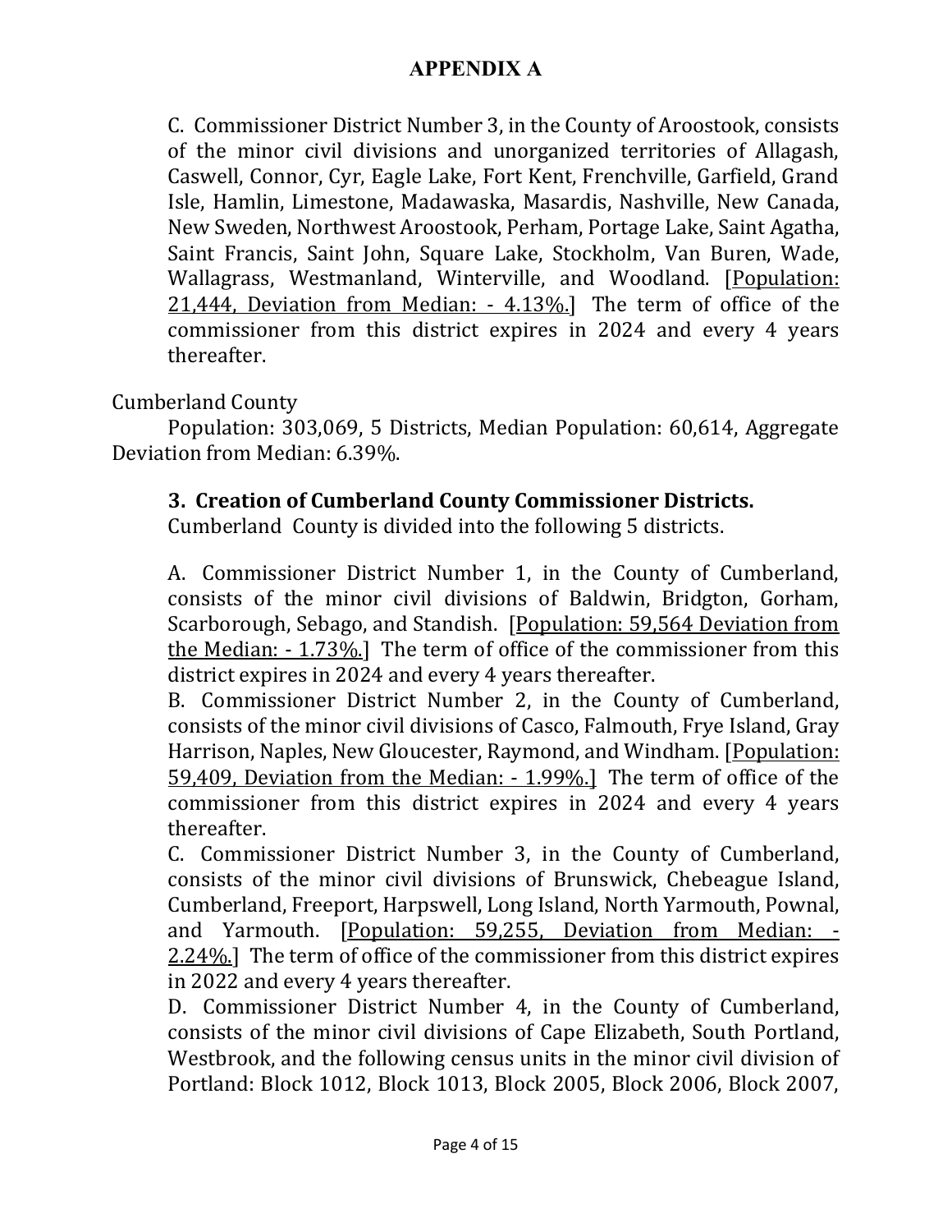## APPENDIX A

C. Commissioner District Number 3, in the County of Aroostook, consists of the minor civil divisions and unorganized territories of Allagash, Caswell, Connor, Cyr, Eagle Lake, Fort Kent, Frenchville, Garfield, Grand Isle, Hamlin, Limestone, Madawaska, Masardis, Nashville, New Canada, New Sweden, Northwest Aroostook, Perham, Portage Lake, Saint Agatha, Saint Francis, Saint John, Square Lake, Stockholm, Van Buren, Wade, Wallagrass, Westmanland, Winterville, and Woodland. [Population: 21,444, Deviation from Median: - 4.13%.] The term of office of the commissioner from this district expires in 2024 and every 4 years thereafter.

Cumberland County

Population: 303,069, 5 Districts, Median Population: 60,614, Aggregate Deviation from Median: 6.39%.

**3. Creation of Cumberland County Commissioner Districts.**

Cumberland County is divided into the following 5 districts.

A. Commissioner District Number 1, in the County of Cumberland, consists of the minor civil divisions of Baldwin, Bridgton, Gorham, Scarborough, Sebago, and Standish. [Population: 59,564 Deviation from the Median: - 1.73%.] The term of office of the commissioner from this district expires in 2024 and every 4 years thereafter.

B. Commissioner District Number 2, in the County of Cumberland, consists of the minor civil divisions of Casco, Falmouth, Frye Island, Gray Harrison, Naples, New Gloucester, Raymond, and Windham. [Population: 59,409, Deviation from the Median: - 1.99%.] The term of office of the commissioner from this district expires in 2024 and every 4 years thereafter.

C. Commissioner District Number 3, in the County of Cumberland, consists of the minor civil divisions of Brunswick, Chebeague Island, Cumberland, Freeport, Harpswell, Long Island, North Yarmouth, Pownal, and Yarmouth. [Population: 59,255, Deviation from Median: - 2.24%.] The term of office of the commissioner from this district expires in 2022 and every 4 years thereafter.

D. Commissioner District Number 4, in the County of Cumberland, consists of the minor civil divisions of Cape Elizabeth, South Portland, Westbrook, and the following census units in the minor civil division of Portland: Block 1012, Block 1013, Block 2005, Block 2006, Block 2007,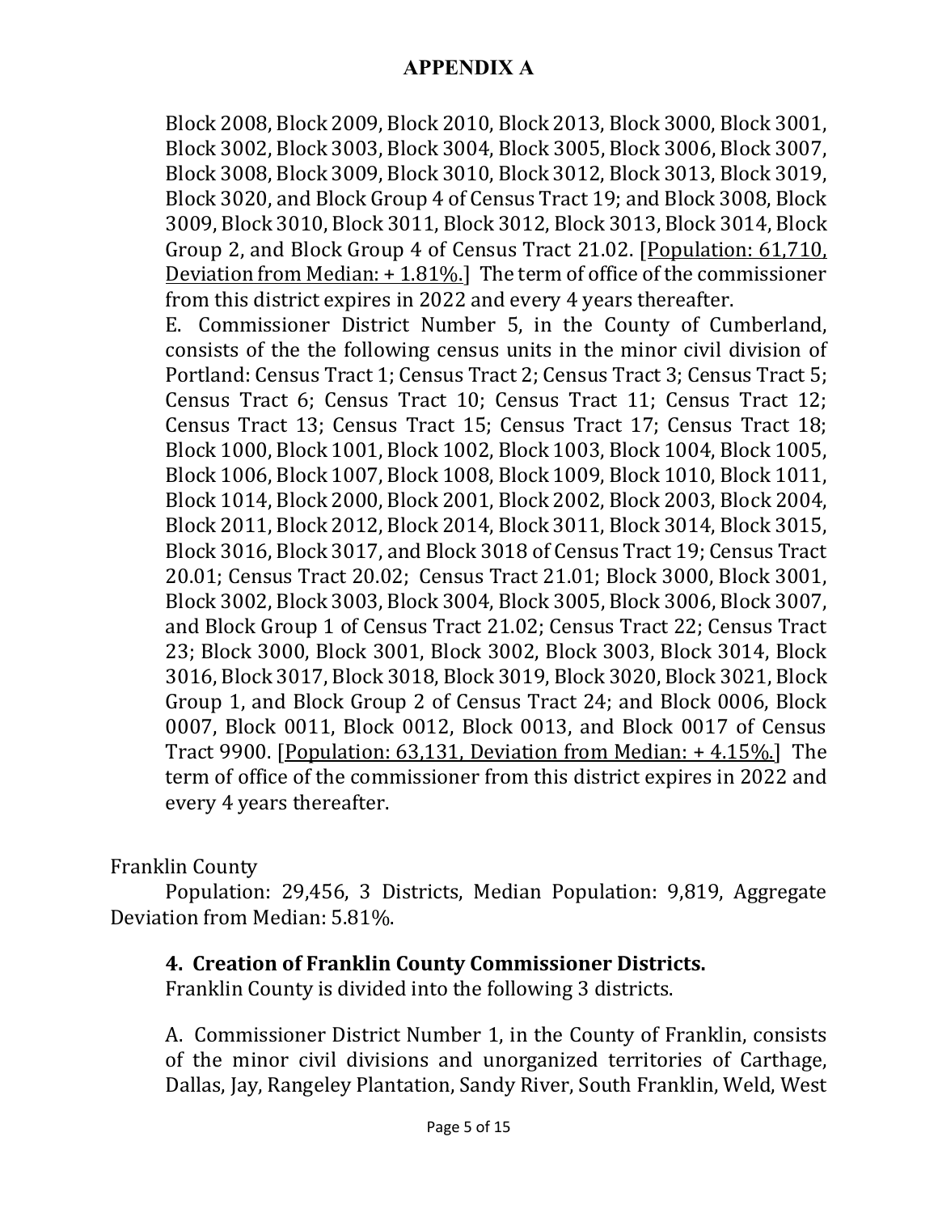## APPENDIX A

Block 2008, Block 2009, Block 2010, Block 2013, Block 3000, Block 3001, Block 3002, Block 3003, Block 3004, Block 3005, Block 3006, Block 3007, Block 3008, Block 3009, Block 3010, Block 3012, Block 3013, Block 3019, Block 3020, and Block Group 4 of Census Tract 19; and Block 3008, Block 3009, Block 3010, Block 3011, Block 3012, Block 3013, Block 3014, Block Group 2, and Block Group 4 of Census Tract 21.02. [<u>Population: 61,710, Deviation from Median: + 1.81%.</u>] The term of office of the commissioner from this district expires in 2022 and every 4 years thereafter.

E. Commissioner District Number 5, in the County of Cumberland, consists of the the following census units in the minor civil division of Portland: Census Tract 1; Census Tract 2; Census Tract 3; Census Tract 5; Census Tract 6; Census Tract 10; Census Tract 11; Census Tract 12; Census Tract 13; Census Tract 15; Census Tract 17; Census Tract 18; Block 1000, Block 1001, Block 1002, Block 1003, Block 1004, Block 1005, Block 1006, Block 1007, Block 1008, Block 1009, Block 1010, Block 1011, Block 1014, Block 2000, Block 2001, Block 2002, Block 2003, Block 2004, Block 2011, Block 2012, Block 2014, Block 3011, Block 3014, Block 3015, Block 3016, Block 3017, and Block 3018 of Census Tract 19; Census Tract 20.01; Census Tract 20.02; Census Tract 21.01; Block 3000, Block 3001, Block 3002, Block 3003, Block 3004, Block 3005, Block 3006, Block 3007, and Block Group 1 of Census Tract 21.02; Census Tract 22; Census Tract 23; Block 3000, Block 3001, Block 3002, Block 3003, Block 3014, Block 3016, Block 3017, Block 3018, Block 3019, Block 3020, Block 3021, Block Group 1, and Block Group 2 of Census Tract 24; and Block 0006, Block 0007, Block 0011, Block 0012, Block 0013, and Block 0017 of Census Tract 9900. [<u>Population: 63,131, Deviation from Median: + 4.15%.</u>] The term of office of the commissioner from this district expires in 2022 and every 4 years thereafter.

Franklin County

Population: 29,456, 3 Districts, Median Population: 9,819, Aggregate Deviation from Median: 5.81%.

**4. Creation of Franklin County Commissioner Districts.**

Franklin County is divided into the following 3 districts.

A. Commissioner District Number 1, in the County of Franklin, consists of the minor civil divisions and unorganized territories of Carthage, Dallas, Jay, Rangeley Plantation, Sandy River, South Franklin, Weld, West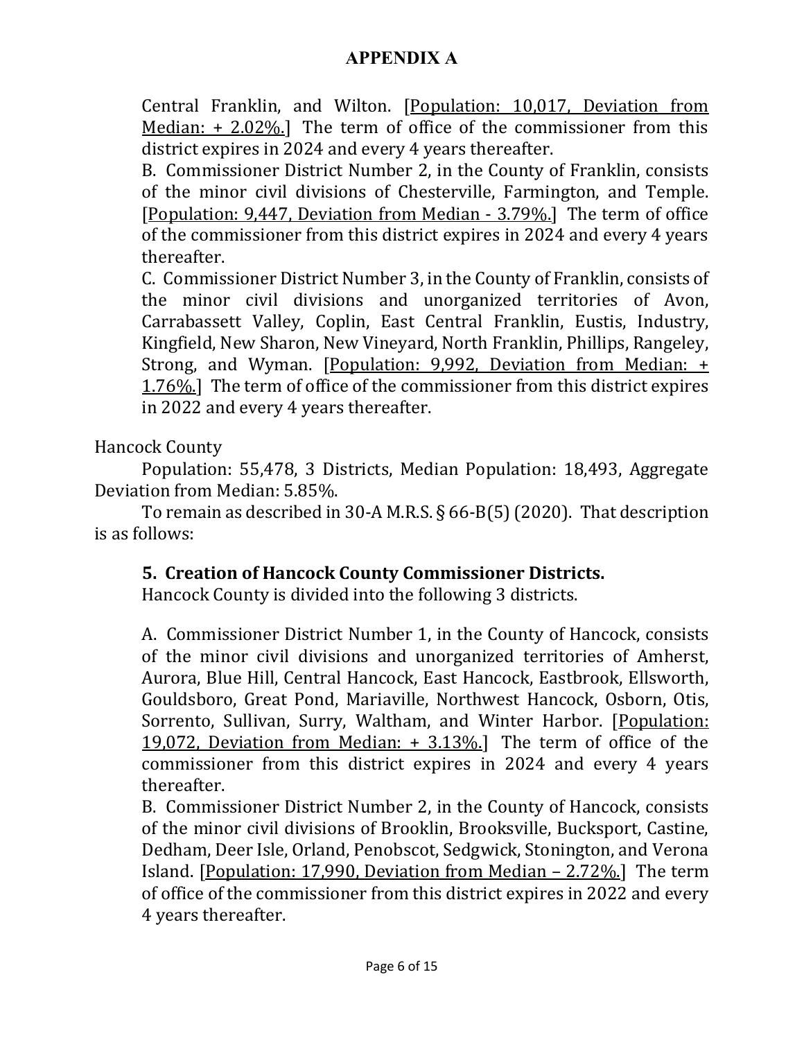## APPENDIX A

Central Franklin, and Wilton. [<u>Population: 10,017, Deviation from Median: + 2.02%.</u>] The term of office of the commissioner from this district expires in 2024 and every 4 years thereafter.

B. Commissioner District Number 2, in the County of Franklin, consists of the minor civil divisions of Chesterville, Farmington, and Temple. [<u>Population: 9,447, Deviation from Median - 3.79%.</u>] The term of office of the commissioner from this district expires in 2024 and every 4 years thereafter.

C. Commissioner District Number 3, in the County of Franklin, consists of the minor civil divisions and unorganized territories of Avon, Carrabassett Valley, Coplin, East Central Franklin, Eustis, Industry, Kingfield, New Sharon, New Vineyard, North Franklin, Phillips, Rangeley, Strong, and Wyman. [<u>Population: 9,992, Deviation from Median: + 1.76%.</u>] The term of office of the commissioner from this district expires in 2022 and every 4 years thereafter.

Hancock County

Population: 55,478, 3 Districts, Median Population: 18,493, Aggregate Deviation from Median: 5.85%.

To remain as described in 30-A M.R.S. § 66-B(5) (2020). That description is as follows:

**5. Creation of Hancock County Commissioner Districts.**
Hancock County is divided into the following 3 districts.

A. Commissioner District Number 1, in the County of Hancock, consists of the minor civil divisions and unorganized territories of Amherst, Aurora, Blue Hill, Central Hancock, East Hancock, Eastbrook, Ellsworth, Gouldsboro, Great Pond, Mariaville, Northwest Hancock, Osborn, Otis, Sorrento, Sullivan, Surry, Waltham, and Winter Harbor. [<u>Population: 19,072, Deviation from Median: + 3.13%.</u>] The term of office of the commissioner from this district expires in 2024 and every 4 years thereafter.

B. Commissioner District Number 2, in the County of Hancock, consists of the minor civil divisions of Brooklin, Brooksville, Bucksport, Castine, Dedham, Deer Isle, Orland, Penobscot, Sedgwick, Stonington, and Verona Island. [<u>Population: 17,990, Deviation from Median – 2.72%.</u>] The term of office of the commissioner from this district expires in 2022 and every 4 years thereafter.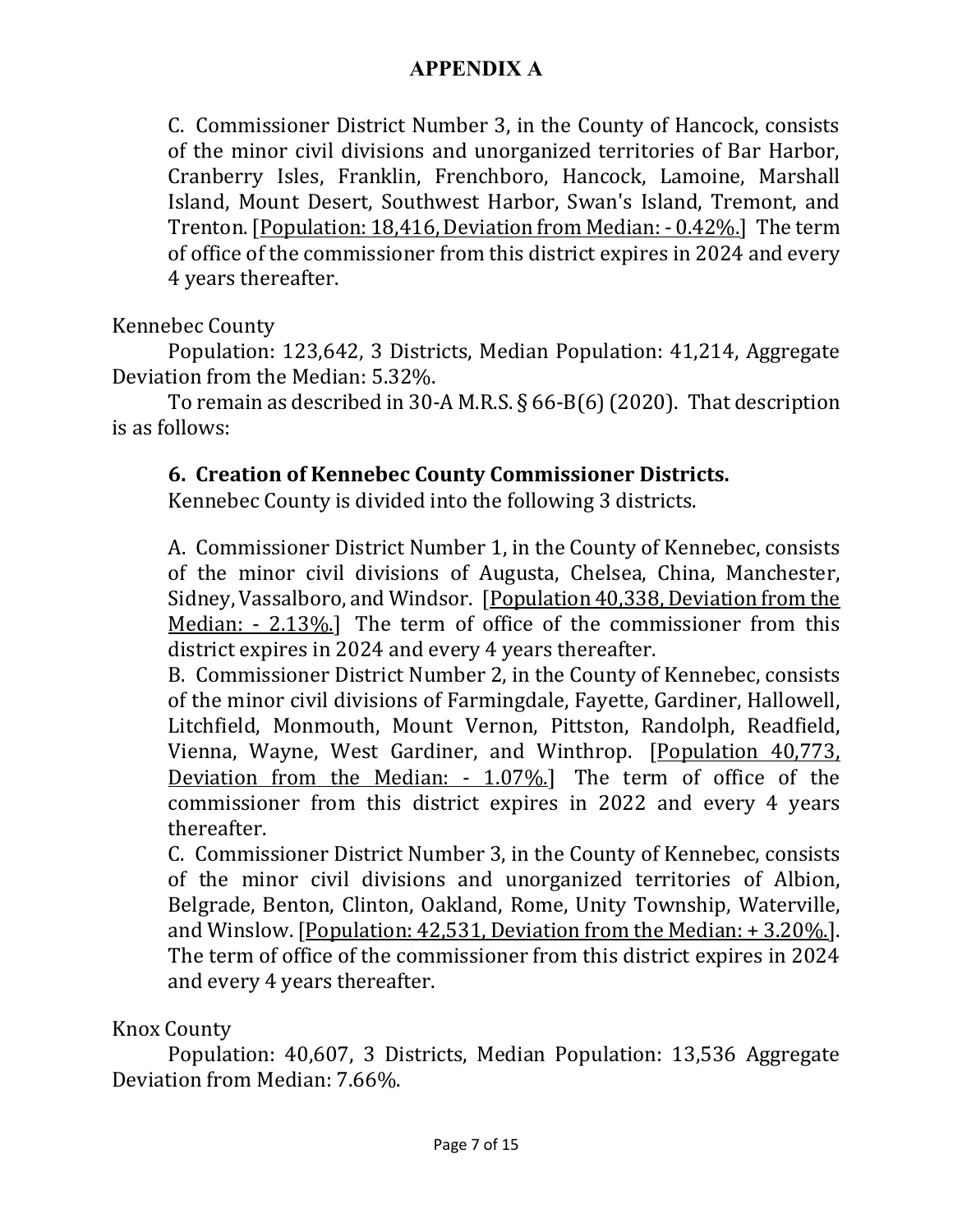## APPENDIX A

C. Commissioner District Number 3, in the County of Hancock, consists of the minor civil divisions and unorganized territories of Bar Harbor, Cranberry Isles, Franklin, Frenchboro, Hancock, Lamoine, Marshall Island, Mount Desert, Southwest Harbor, Swan's Island, Tremont, and Trenton. [Population: 18,416, Deviation from Median: - 0.42%.] The term of office of the commissioner from this district expires in 2024 and every 4 years thereafter.

Kennebec County

Population: 123,642, 3 Districts, Median Population: 41,214, Aggregate Deviation from the Median: 5.32%.

To remain as described in 30-A M.R.S. § 66-B(6) (2020). That description is as follows:

**6. Creation of Kennebec County Commissioner Districts.**
Kennebec County is divided into the following 3 districts.

A. Commissioner District Number 1, in the County of Kennebec, consists of the minor civil divisions of Augusta, Chelsea, China, Manchester, Sidney, Vassalboro, and Windsor. [Population 40,338, Deviation from the Median: - 2.13%.] The term of office of the commissioner from this district expires in 2024 and every 4 years thereafter.
B. Commissioner District Number 2, in the County of Kennebec, consists of the minor civil divisions of Farmingdale, Fayette, Gardiner, Hallowell, Litchfield, Monmouth, Mount Vernon, Pittston, Randolph, Readfield, Vienna, Wayne, West Gardiner, and Winthrop. [Population 40,773, Deviation from the Median: - 1.07%.] The term of office of the commissioner from this district expires in 2022 and every 4 years thereafter.
C. Commissioner District Number 3, in the County of Kennebec, consists of the minor civil divisions and unorganized territories of Albion, Belgrade, Benton, Clinton, Oakland, Rome, Unity Township, Waterville, and Winslow. [Population: 42,531, Deviation from the Median: + 3.20%.]. The term of office of the commissioner from this district expires in 2024 and every 4 years thereafter.

Knox County

Population: 40,607, 3 Districts, Median Population: 13,536 Aggregate Deviation from Median: 7.66%.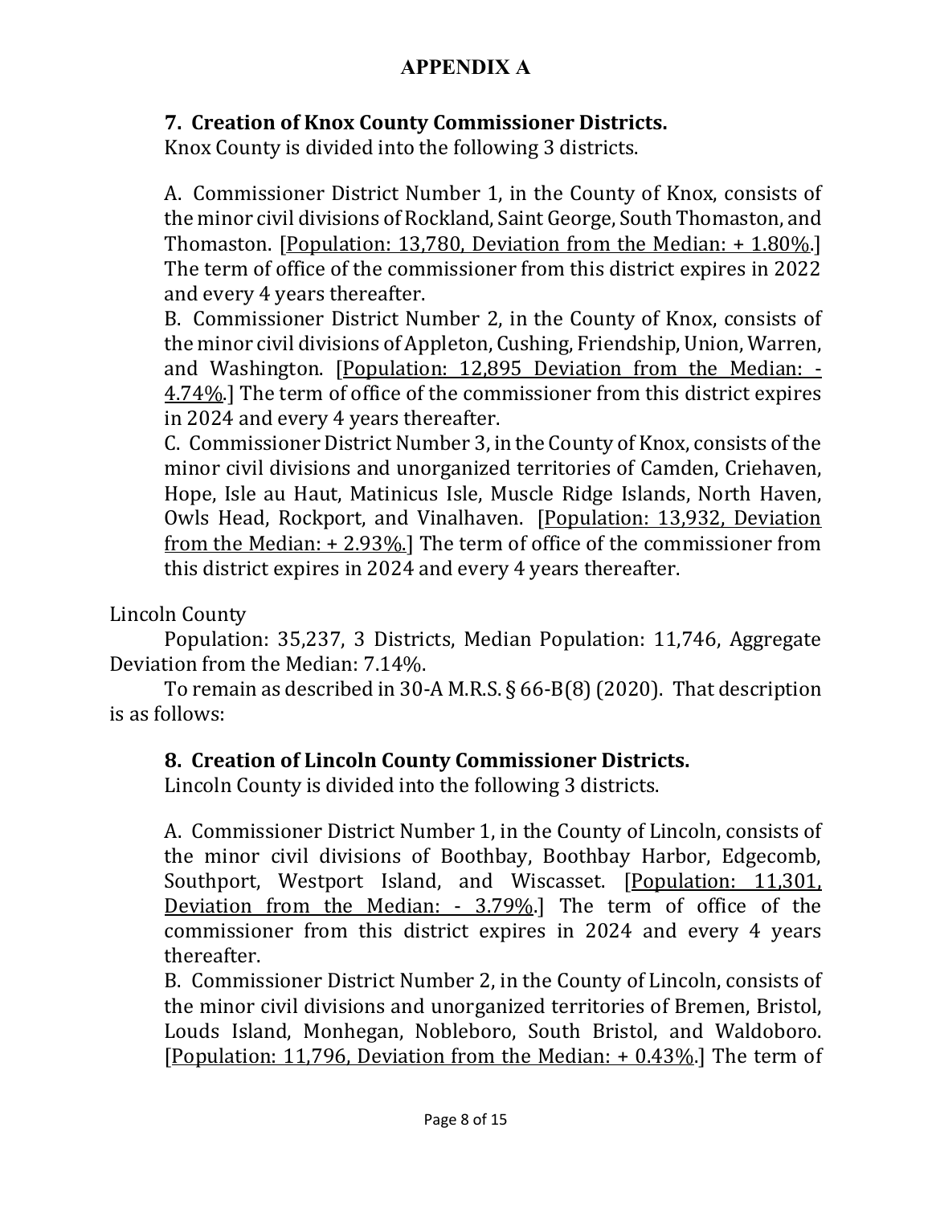## APPENDIX A

**7. Creation of Knox County Commissioner Districts.**
Knox County is divided into the following 3 districts.

A. Commissioner District Number 1, in the County of Knox, consists of the minor civil divisions of Rockland, Saint George, South Thomaston, and Thomaston. [Population: 13,780, Deviation from the Median: + 1.80%.] The term of office of the commissioner from this district expires in 2022 and every 4 years thereafter.
B. Commissioner District Number 2, in the County of Knox, consists of the minor civil divisions of Appleton, Cushing, Friendship, Union, Warren, and Washington. [Population: 12,895 Deviation from the Median: - 4.74%.] The term of office of the commissioner from this district expires in 2024 and every 4 years thereafter.
C. Commissioner District Number 3, in the County of Knox, consists of the minor civil divisions and unorganized territories of Camden, Criehaven, Hope, Isle au Haut, Matinicus Isle, Muscle Ridge Islands, North Haven, Owls Head, Rockport, and Vinalhaven. [Population: 13,932, Deviation from the Median: + 2.93%.] The term of office of the commissioner from this district expires in 2024 and every 4 years thereafter.

Lincoln County

Population: 35,237, 3 Districts, Median Population: 11,746, Aggregate Deviation from the Median: 7.14%.

To remain as described in 30-A M.R.S. § 66-B(8) (2020). That description is as follows:

**8. Creation of Lincoln County Commissioner Districts.**
Lincoln County is divided into the following 3 districts.

A. Commissioner District Number 1, in the County of Lincoln, consists of the minor civil divisions of Boothbay, Boothbay Harbor, Edgecomb, Southport, Westport Island, and Wiscasset. [Population: 11,301, Deviation from the Median: - 3.79%.] The term of office of the commissioner from this district expires in 2024 and every 4 years thereafter.
B. Commissioner District Number 2, in the County of Lincoln, consists of the minor civil divisions and unorganized territories of Bremen, Bristol, Louds Island, Monhegan, Nobleboro, South Bristol, and Waldoboro. [Population: 11,796, Deviation from the Median: + 0.43%.] The term of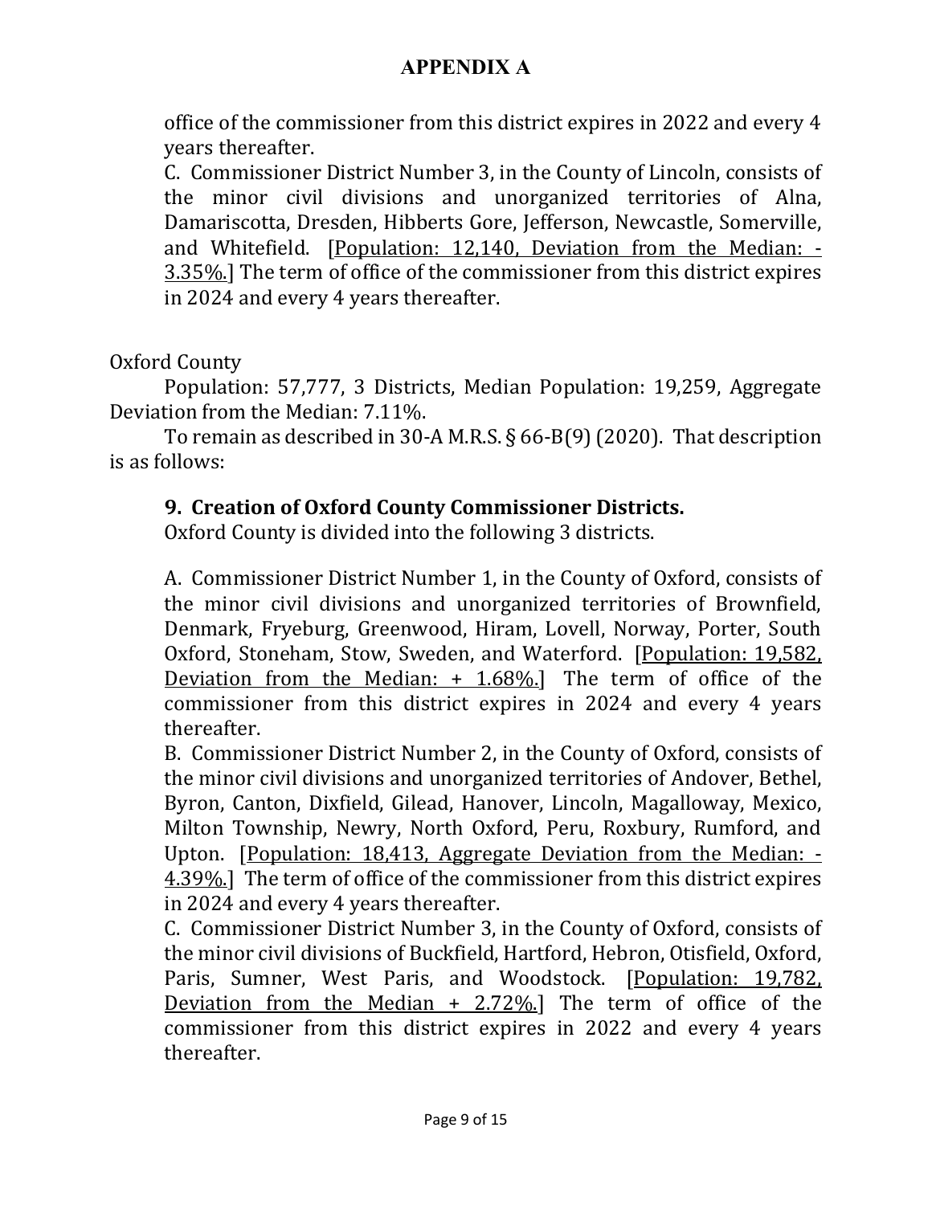## APPENDIX A

office of the commissioner from this district expires in 2022 and every 4 years thereafter.

C. Commissioner District Number 3, in the County of Lincoln, consists of the minor civil divisions and unorganized territories of Alna, Damariscotta, Dresden, Hibberts Gore, Jefferson, Newcastle, Somerville, and Whitefield. [<u>Population: 12,140, Deviation from the Median: -3.35%.</u>] The term of office of the commissioner from this district expires in 2024 and every 4 years thereafter.

Oxford County

Population: 57,777, 3 Districts, Median Population: 19,259, Aggregate Deviation from the Median: 7.11%.

To remain as described in 30-A M.R.S. § 66-B(9) (2020). That description is as follows:

**9. Creation of Oxford County Commissioner Districts.**

Oxford County is divided into the following 3 districts.

A. Commissioner District Number 1, in the County of Oxford, consists of the minor civil divisions and unorganized territories of Brownfield, Denmark, Fryeburg, Greenwood, Hiram, Lovell, Norway, Porter, South Oxford, Stoneham, Stow, Sweden, and Waterford. [<u>Population: 19,582, Deviation from the Median: + 1.68%.</u>] The term of office of the commissioner from this district expires in 2024 and every 4 years thereafter.

B. Commissioner District Number 2, in the County of Oxford, consists of the minor civil divisions and unorganized territories of Andover, Bethel, Byron, Canton, Dixfield, Gilead, Hanover, Lincoln, Magalloway, Mexico, Milton Township, Newry, North Oxford, Peru, Roxbury, Rumford, and Upton. [<u>Population: 18,413, Aggregate Deviation from the Median: -4.39%.</u>] The term of office of the commissioner from this district expires in 2024 and every 4 years thereafter.

C. Commissioner District Number 3, in the County of Oxford, consists of the minor civil divisions of Buckfield, Hartford, Hebron, Otisfield, Oxford, Paris, Sumner, West Paris, and Woodstock. [<u>Population: 19,782, Deviation from the Median + 2.72%.</u>] The term of office of the commissioner from this district expires in 2022 and every 4 years thereafter.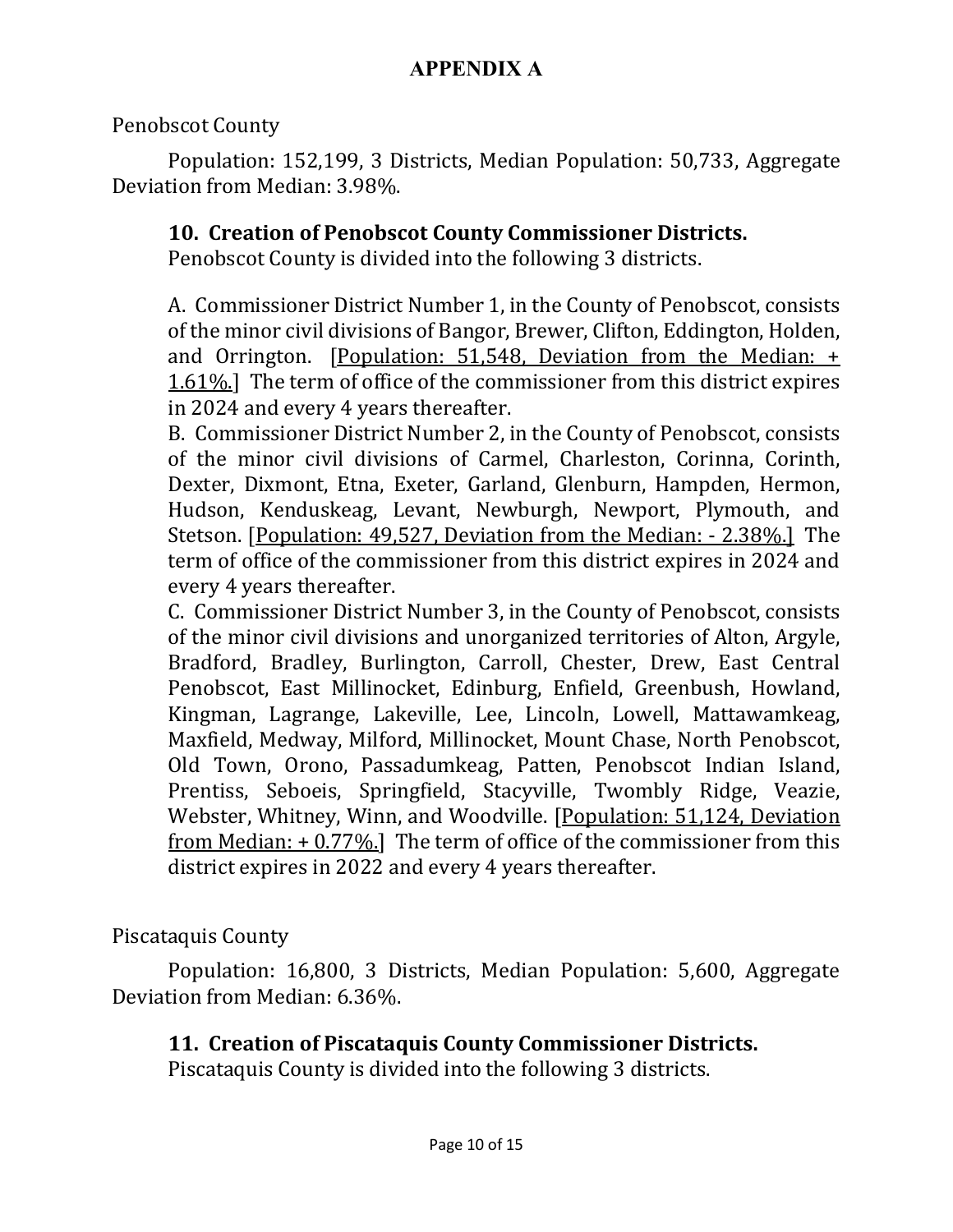## APPENDIX A

Penobscot County

Population: 152,199, 3 Districts, Median Population: 50,733, Aggregate Deviation from Median: 3.98%.

**10. Creation of Penobscot County Commissioner Districts.**
Penobscot County is divided into the following 3 districts.

A. Commissioner District Number 1, in the County of Penobscot, consists of the minor civil divisions of Bangor, Brewer, Clifton, Eddington, Holden, and Orrington. [Population: 51,548, Deviation from the Median: + 1.61%.] The term of office of the commissioner from this district expires in 2024 and every 4 years thereafter.

B. Commissioner District Number 2, in the County of Penobscot, consists of the minor civil divisions of Carmel, Charleston, Corinna, Corinth, Dexter, Dixmont, Etna, Exeter, Garland, Glenburn, Hampden, Hermon, Hudson, Kenduskeag, Levant, Newburgh, Newport, Plymouth, and Stetson. [Population: 49,527, Deviation from the Median: - 2.38%.] The term of office of the commissioner from this district expires in 2024 and every 4 years thereafter.

C. Commissioner District Number 3, in the County of Penobscot, consists of the minor civil divisions and unorganized territories of Alton, Argyle, Bradford, Bradley, Burlington, Carroll, Chester, Drew, East Central Penobscot, East Millinocket, Edinburg, Enfield, Greenbush, Howland, Kingman, Lagrange, Lakeville, Lee, Lincoln, Lowell, Mattawamkeag, Maxfield, Medway, Milford, Millinocket, Mount Chase, North Penobscot, Old Town, Orono, Passadumkeag, Patten, Penobscot Indian Island, Prentiss, Seboeis, Springfield, Stacyville, Twombly Ridge, Veazie, Webster, Whitney, Winn, and Woodville. [Population: 51,124, Deviation from Median: + 0.77%.] The term of office of the commissioner from this district expires in 2022 and every 4 years thereafter.

Piscataquis County

Population: 16,800, 3 Districts, Median Population: 5,600, Aggregate Deviation from Median: 6.36%.

**11. Creation of Piscataquis County Commissioner Districts.**
Piscataquis County is divided into the following 3 districts.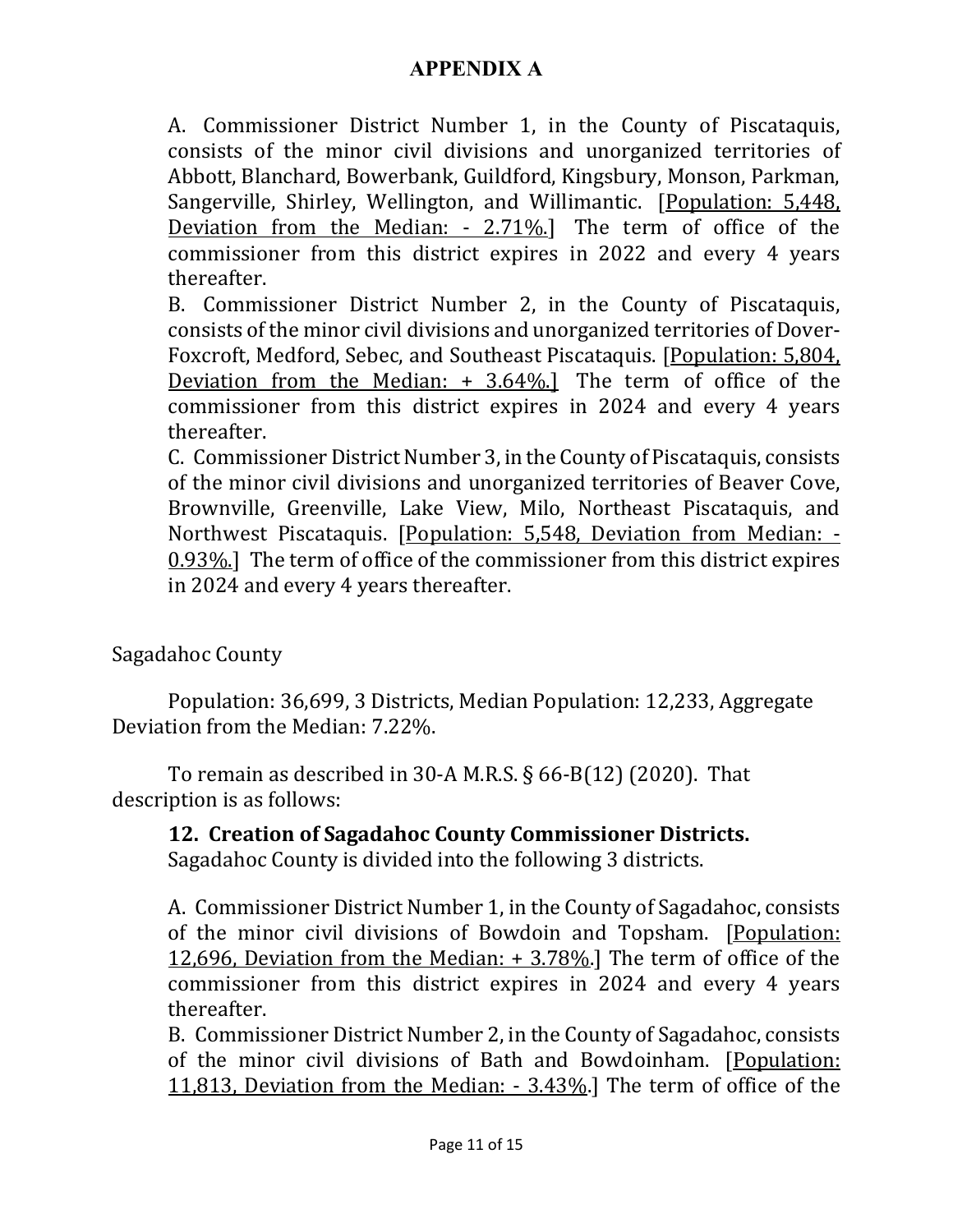# APPENDIX A

A. Commissioner District Number 1, in the County of Piscataquis, consists of the minor civil divisions and unorganized territories of Abbott, Blanchard, Bowerbank, Guildford, Kingsbury, Monson, Parkman, Sangerville, Shirley, Wellington, and Willimantic. [Population: 5,448, Deviation from the Median: - 2.71%.] The term of office of the commissioner from this district expires in 2022 and every 4 years thereafter.

B. Commissioner District Number 2, in the County of Piscataquis, consists of the minor civil divisions and unorganized territories of Dover-Foxcroft, Medford, Sebec, and Southeast Piscataquis. [Population: 5,804, Deviation from the Median: + 3.64%.] The term of office of the commissioner from this district expires in 2024 and every 4 years thereafter.

C. Commissioner District Number 3, in the County of Piscataquis, consists of the minor civil divisions and unorganized territories of Beaver Cove, Brownville, Greenville, Lake View, Milo, Northeast Piscataquis, and Northwest Piscataquis. [Population: 5,548, Deviation from Median: - 0.93%.] The term of office of the commissioner from this district expires in 2024 and every 4 years thereafter.

Sagadahoc County

Population: 36,699, 3 Districts, Median Population: 12,233, Aggregate Deviation from the Median: 7.22%.

To remain as described in 30-A M.R.S. § 66-B(12) (2020). That description is as follows:

**12. Creation of Sagadahoc County Commissioner Districts.** Sagadahoc County is divided into the following 3 districts.

A. Commissioner District Number 1, in the County of Sagadahoc, consists of the minor civil divisions of Bowdoin and Topsham. [Population: 12,696, Deviation from the Median: + 3.78%.] The term of office of the commissioner from this district expires in 2024 and every 4 years thereafter.

B. Commissioner District Number 2, in the County of Sagadahoc, consists of the minor civil divisions of Bath and Bowdoinham. [Population: 11,813, Deviation from the Median: - 3.43%.] The term of office of the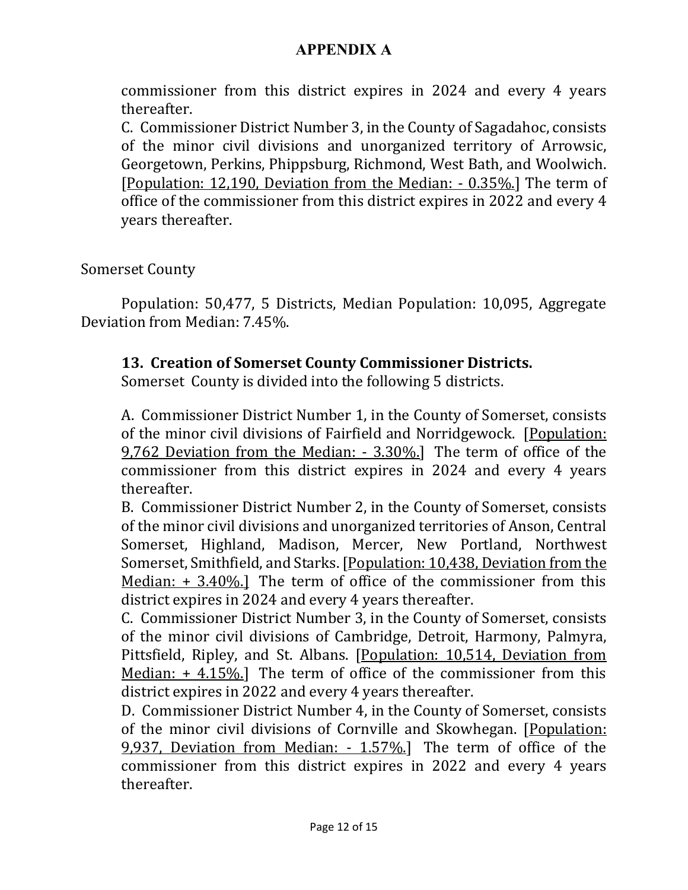## APPENDIX A

commissioner from this district expires in 2024 and every 4 years thereafter.

C. Commissioner District Number 3, in the County of Sagadahoc, consists of the minor civil divisions and unorganized territory of Arrowsic, Georgetown, Perkins, Phippsburg, Richmond, West Bath, and Woolwich. [Population: 12,190, Deviation from the Median: - 0.35%.] The term of office of the commissioner from this district expires in 2022 and every 4 years thereafter.

Somerset County

Population: 50,477, 5 Districts, Median Population: 10,095, Aggregate Deviation from Median: 7.45%.

**13. Creation of Somerset County Commissioner Districts.**
Somerset County is divided into the following 5 districts.

A. Commissioner District Number 1, in the County of Somerset, consists of the minor civil divisions of Fairfield and Norridgewock. [Population: 9,762 Deviation from the Median: - 3.30%.] The term of office of the commissioner from this district expires in 2024 and every 4 years thereafter.

B. Commissioner District Number 2, in the County of Somerset, consists of the minor civil divisions and unorganized territories of Anson, Central Somerset, Highland, Madison, Mercer, New Portland, Northwest Somerset, Smithfield, and Starks. [Population: 10,438, Deviation from the Median: + 3.40%.] The term of office of the commissioner from this district expires in 2024 and every 4 years thereafter.

C. Commissioner District Number 3, in the County of Somerset, consists of the minor civil divisions of Cambridge, Detroit, Harmony, Palmyra, Pittsfield, Ripley, and St. Albans. [Population: 10,514, Deviation from Median: + 4.15%.] The term of office of the commissioner from this district expires in 2022 and every 4 years thereafter.

D. Commissioner District Number 4, in the County of Somerset, consists of the minor civil divisions of Cornville and Skowhegan. [Population: 9,937, Deviation from Median: - 1.57%.] The term of office of the commissioner from this district expires in 2022 and every 4 years thereafter.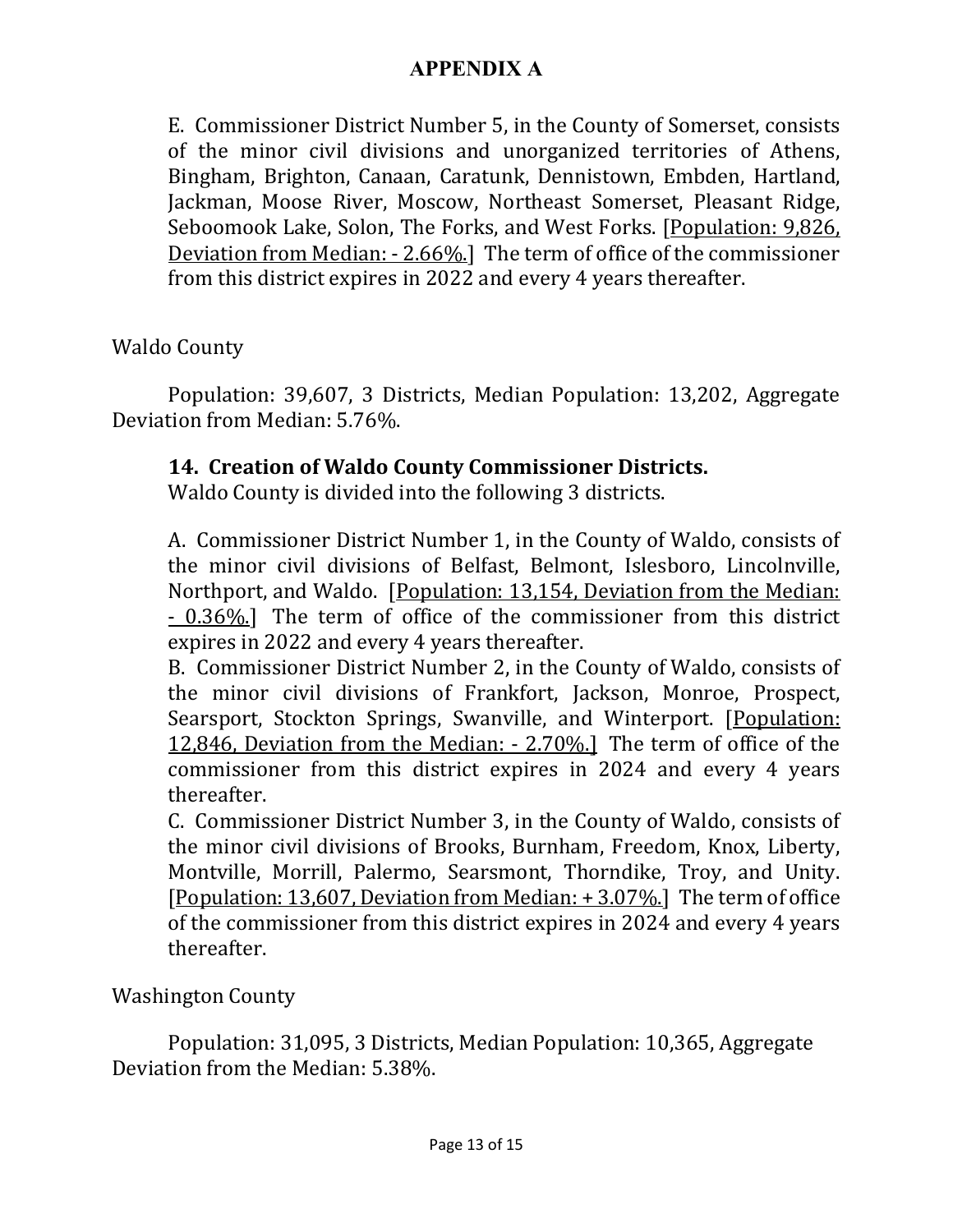# APPENDIX A

E. Commissioner District Number 5, in the County of Somerset, consists of the minor civil divisions and unorganized territories of Athens, Bingham, Brighton, Canaan, Caratunk, Dennistown, Embden, Hartland, Jackman, Moose River, Moscow, Northeast Somerset, Pleasant Ridge, Seboomook Lake, Solon, The Forks, and West Forks. [<u>Population: 9,826, Deviation from Median: - 2.66%.</u>] The term of office of the commissioner from this district expires in 2022 and every 4 years thereafter.

Waldo County

Population: 39,607, 3 Districts, Median Population: 13,202, Aggregate Deviation from Median: 5.76%.

**14. Creation of Waldo County Commissioner Districts.**
Waldo County is divided into the following 3 districts.

A. Commissioner District Number 1, in the County of Waldo, consists of the minor civil divisions of Belfast, Belmont, Islesboro, Lincolnville, Northport, and Waldo. [<u>Population: 13,154, Deviation from the Median: - 0.36%.</u>] The term of office of the commissioner from this district expires in 2022 and every 4 years thereafter.

B. Commissioner District Number 2, in the County of Waldo, consists of the minor civil divisions of Frankfort, Jackson, Monroe, Prospect, Searsport, Stockton Springs, Swanville, and Winterport. [<u>Population: 12,846, Deviation from the Median: - 2.70%.</u>] The term of office of the commissioner from this district expires in 2024 and every 4 years thereafter.

C. Commissioner District Number 3, in the County of Waldo, consists of the minor civil divisions of Brooks, Burnham, Freedom, Knox, Liberty, Montville, Morrill, Palermo, Searsmont, Thorndike, Troy, and Unity. [<u>Population: 13,607, Deviation from Median: + 3.07%.</u>] The term of office of the commissioner from this district expires in 2024 and every 4 years thereafter.

Washington County

Population: 31,095, 3 Districts, Median Population: 10,365, Aggregate Deviation from the Median: 5.38%.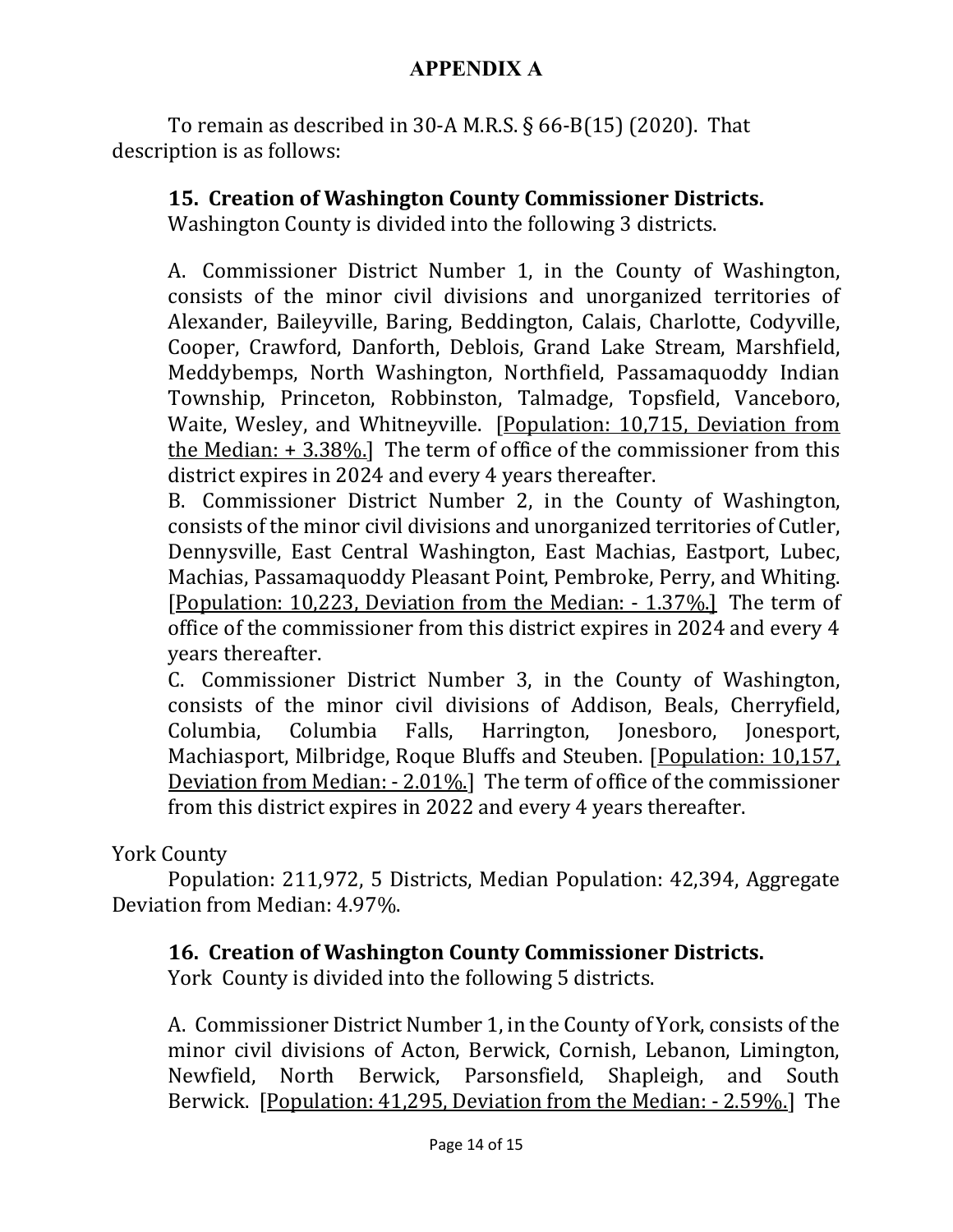## APPENDIX A

To remain as described in 30-A M.R.S. § 66-B(15) (2020). That description is as follows:

**15. Creation of Washington County Commissioner Districts.** Washington County is divided into the following 3 districts.

A. Commissioner District Number 1, in the County of Washington, consists of the minor civil divisions and unorganized territories of Alexander, Baileyville, Baring, Beddington, Calais, Charlotte, Codyville, Cooper, Crawford, Danforth, Deblois, Grand Lake Stream, Marshfield, Meddybemps, North Washington, Northfield, Passamaquoddy Indian Township, Princeton, Robbinston, Talmadge, Topsfield, Vanceboro, Waite, Wesley, and Whitneyville. [Population: 10,715, Deviation from the Median: + 3.38%.] The term of office of the commissioner from this district expires in 2024 and every 4 years thereafter.

B. Commissioner District Number 2, in the County of Washington, consists of the minor civil divisions and unorganized territories of Cutler, Dennysville, East Central Washington, East Machias, Eastport, Lubec, Machias, Passamaquoddy Pleasant Point, Pembroke, Perry, and Whiting. [Population: 10,223, Deviation from the Median: - 1.37%.] The term of office of the commissioner from this district expires in 2024 and every 4 years thereafter.

C. Commissioner District Number 3, in the County of Washington, consists of the minor civil divisions of Addison, Beals, Cherryfield, Columbia, Columbia Falls, Harrington, Jonesboro, Jonesport, Machiasport, Milbridge, Roque Bluffs and Steuben. [Population: 10,157, Deviation from Median: - 2.01%.] The term of office of the commissioner from this district expires in 2022 and every 4 years thereafter.

York County

Population: 211,972, 5 Districts, Median Population: 42,394, Aggregate Deviation from Median: 4.97%.

**16. Creation of Washington County Commissioner Districts.** York County is divided into the following 5 districts.

A. Commissioner District Number 1, in the County of York, consists of the minor civil divisions of Acton, Berwick, Cornish, Lebanon, Limington, Newfield, North Berwick, Parsonsfield, Shapleigh, and South Berwick. [Population: 41,295, Deviation from the Median: - 2.59%.] The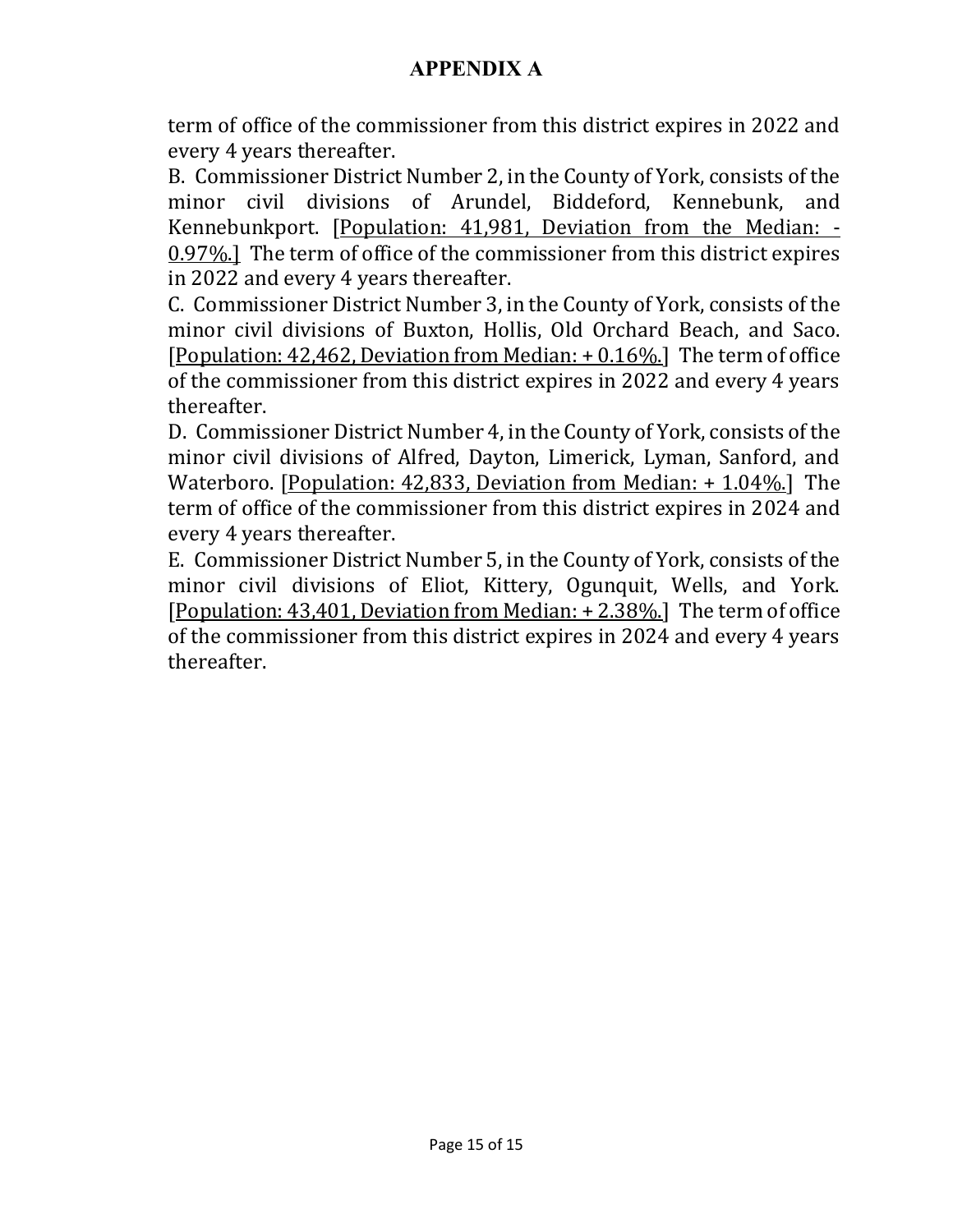## APPENDIX A

term of office of the commissioner from this district expires in 2022 and every 4 years thereafter.

B. Commissioner District Number 2, in the County of York, consists of the minor civil divisions of Arundel, Biddeford, Kennebunk, and Kennebunkport. [Population: 41,981, Deviation from the Median: -0.97%.] The term of office of the commissioner from this district expires in 2022 and every 4 years thereafter.

C. Commissioner District Number 3, in the County of York, consists of the minor civil divisions of Buxton, Hollis, Old Orchard Beach, and Saco. [Population: 42,462, Deviation from Median: + 0.16%.] The term of office of the commissioner from this district expires in 2022 and every 4 years thereafter.

D. Commissioner District Number 4, in the County of York, consists of the minor civil divisions of Alfred, Dayton, Limerick, Lyman, Sanford, and Waterboro. [Population: 42,833, Deviation from Median: + 1.04%.] The term of office of the commissioner from this district expires in 2024 and every 4 years thereafter.

E. Commissioner District Number 5, in the County of York, consists of the minor civil divisions of Eliot, Kittery, Ogunquit, Wells, and York. [Population: 43,401, Deviation from Median: + 2.38%.] The term of office of the commissioner from this district expires in 2024 and every 4 years thereafter.